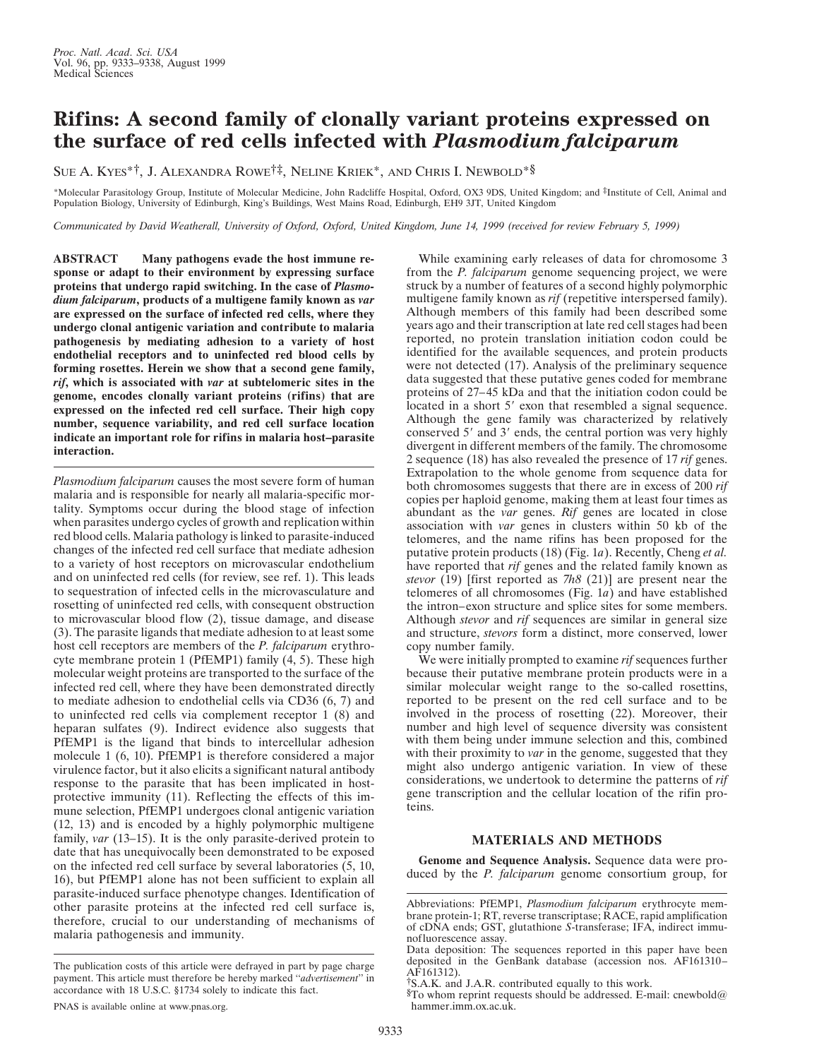# Rifins: A second family of clonally variant proteins expressed on the surface of red cells infected with *Plasmodium falciparum*

SUE A. KYES*[†], J. ALEXANDRA ROWE[†‡], NELINE KRIEK*, AND CHRIS I. NEWBOLD*[§]

*Molecular Parasitology Group, Institute of Molecular Medicine, John Radcliffe Hospital, Oxford, OX3 9DS, United Kingdom; and [‡]Institute of Cell, Animal and Population Biology, University of Edinburgh, King's Buildings, West Mains Road, Edinburgh, EH9 3JT, United Kingdom

*Communicated by David Weatherall, University of Oxford, Oxford, United Kingdom, June 14, 1999 (received for review February 5, 1999)*

**ABSTRACT Many pathogens evade the host immune response or adapt to their environment by expressing surface proteins that undergo rapid switching. In the case of *Plasmodium falciparum*, products of a multigene family known as *var* are expressed on the surface of infected red cells, where they undergo clonal antigenic variation and contribute to malaria pathogenesis by mediating adhesion to a variety of host endothelial receptors and to uninfected red blood cells by forming rosettes. Herein we show that a second gene family, *rif*, which is associated with *var* at subtelomeric sites in the genome, encodes clonally variant proteins (rifins) that are expressed on the infected red cell surface. Their high copy number, sequence variability, and red cell surface location indicate an important role for rifins in malaria host–parasite interaction.**

*Plasmodium falciparum* causes the most severe form of human malaria and is responsible for nearly all malaria-specific mortality. Symptoms occur during the blood stage of infection when parasites undergo cycles of growth and replication within red blood cells. Malaria pathology is linked to parasite-induced changes of the infected red cell surface that mediate adhesion to a variety of host receptors on microvascular endothelium and on uninfected red cells (for review, see ref. 1). This leads to sequestration of infected cells in the microvasculature and rosetting of uninfected red cells, with consequent obstruction to microvascular blood flow (2), tissue damage, and disease (3). The parasite ligands that mediate adhesion to at least some host cell receptors are members of the *P. falciparum* erythrocyte membrane protein 1 (PfEMP1) family (4, 5). These high molecular weight proteins are transported to the surface of the infected red cell, where they have been demonstrated directly to mediate adhesion to endothelial cells via CD36 (6, 7) and to uninfected red cells via complement receptor 1 (8) and heparan sulfates (9). Indirect evidence also suggests that PfEMP1 is the ligand that binds to intercellular adhesion molecule 1 (6, 10). PfEMP1 is therefore considered a major virulence factor, but it also elicits a significant natural antibody response to the parasite that has been implicated in host-protective immunity (11). Reflecting the effects of this immune selection, PfEMP1 undergoes clonal antigenic variation (12, 13) and is encoded by a highly polymorphic multigene family, *var* (13–15). It is the only parasite-derived protein to date that has unequivocally been demonstrated to be exposed on the infected red cell surface by several laboratories (5, 10, 16), but PfEMP1 alone has not been sufficient to explain all parasite-induced surface phenotype changes. Identification of other parasite proteins at the infected red cell surface is, therefore, crucial to our understanding of mechanisms of malaria pathogenesis and immunity.

While examining early releases of data for chromosome 3 from the *P. falciparum* genome sequencing project, we were struck by a number of features of a second highly polymorphic multigene family known as *rif* (repetitive interspersed family). Although members of this family had been described some years ago and their transcription at late red cell stages had been reported, no protein translation initiation codon could be identified for the available sequences, and protein products were not detected (17). Analysis of the preliminary sequence data suggested that these putative genes coded for membrane proteins of 27–45 kDa and that the initiation codon could be located in a short 5′ exon that resembled a signal sequence. Although the gene family was characterized by relatively conserved 5′ and 3′ ends, the central portion was very highly divergent in different members of the family. The chromosome 2 sequence (18) has also revealed the presence of 17 *rif* genes. Extrapolation to the whole genome from sequence data for both chromosomes suggests that there are in excess of 200 *rif* copies per haploid genome, making them at least four times as abundant as the *var* genes. *Rif* genes are located in close association with *var* genes in clusters within 50 kb of the telomeres, and the name rifins has been proposed for the putative protein products (18) (Fig. 1*a*). Recently, Cheng *et al.* have reported that *rif* genes and the related family known as *stevor* (19) [first reported as *7h8* (21)] are present near the telomeres of all chromosomes (Fig. 1*a*) and have established the intron–exon structure and splice sites for some members. Although *stevor* and *rif* sequences are similar in general size and structure, *stevors* form a distinct, more conserved, lower copy number family.

We were initially prompted to examine *rif* sequences further because their putative membrane protein products were in a similar molecular weight range to the so-called rosettins, reported to be present on the red cell surface and to be involved in the process of rosetting (22). Moreover, their number and high level of sequence diversity was consistent with them being under immune selection and this, combined with their proximity to *var* in the genome, suggested that they might also undergo antigenic variation. In view of these considerations, we undertook to determine the patterns of *rif* gene transcription and the cellular location of the rifin proteins.

## MATERIALS AND METHODS

**Genome and Sequence Analysis.** Sequence data were produced by the *P. falciparum* genome consortium group, for

The publication costs of this article were defrayed in part by page charge payment. This article must therefore be hereby marked "*advertisement*" in accordance with 18 U.S.C. §1734 solely to indicate this fact.

PNAS is available online at www.pnas.org.

Abbreviations: PfEMP1, *Plasmodium falciparum* erythrocyte membrane protein-1; RT, reverse transcriptase; RACE, rapid amplification of cDNA ends; GST, glutathione *S*-transferase; IFA, indirect immunofluorescence assay.

Data deposition: The sequences reported in this paper have been deposited in the GenBank database (accession nos. AF161310–AF161312).

[†]S.A.K. and J.A.R. contributed equally to this work.

[§]To whom reprint requests should be addressed. E-mail: cnewbold@hammer.imm.ox.ac.uk.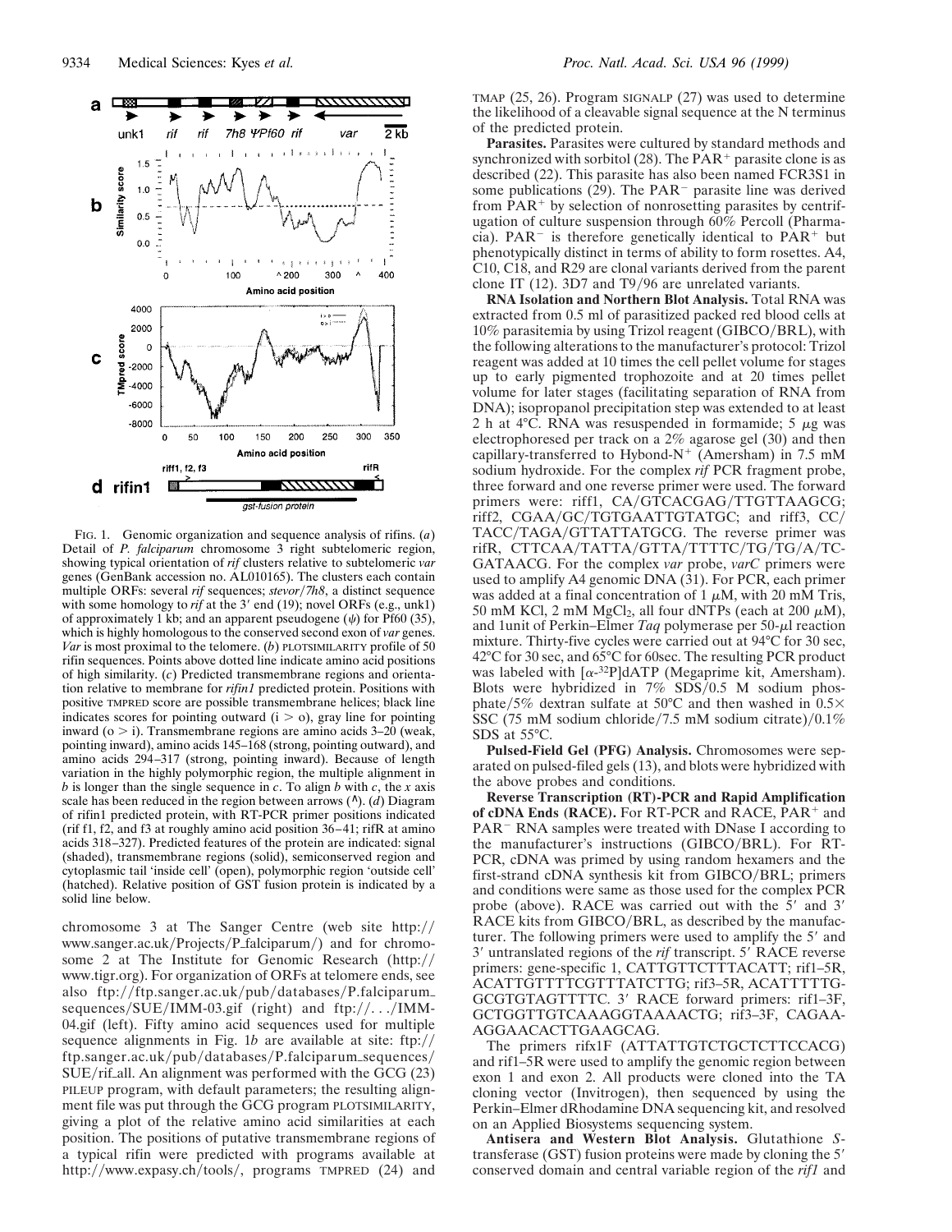FIG. 1. Genomic organization and sequence analysis of rifins. (*a*) Detail of *P. falciparum* chromosome 3 right subtelomeric region, showing typical orientation of *rif* clusters relative to subtelomeric *var* genes (GenBank accession no. AL010165). The clusters each contain multiple ORFs: several *rif* sequences; *stevor/7h8*, a distinct sequence with some homology to *rif* at the 3′ end (19); novel ORFs (e.g., unk1) of approximately 1 kb; and an apparent pseudogene (ψ) for Pf60 (35), which is highly homologous to the conserved second exon of *var* genes. *Var* is most proximal to the telomere. (*b*) PLOTSIMILARITY profile of 50 rifin sequences. Points above dotted line indicate amino acid positions of high similarity. (*c*) Predicted transmembrane regions and orientation relative to membrane for *rifin1* predicted protein. Positions with positive TMPRED score are possible transmembrane helices; black line indicates scores for pointing outward (i > o), gray line for pointing inward (o > i). Transmembrane regions are amino acids 3–20 (weak, pointing inward), amino acids 145–168 (strong, pointing outward), and amino acids 294–317 (strong, pointing inward). Because of length variation in the highly polymorphic region, the multiple alignment in *b* is longer than the single sequence in *c*. To align *b* with *c*, the *x* axis scale has been reduced in the region between arrows (^). (*d*) Diagram of rifin1 predicted protein, with RT-PCR primer positions indicated (rif f1, f2, and f3 at roughly amino acid position 36–41; rifR at amino acids 318–327). Predicted features of the protein are indicated: signal (shaded), transmembrane regions (solid), semiconserved region and cytoplasmic tail 'inside cell' (open), polymorphic region 'outside cell' (hatched). Relative position of GST fusion protein is indicated by a solid line below.

chromosome 3 at The Sanger Centre (web site http://www.sanger.ac.uk/Projects/P_falciparum/) and for chromosome 2 at The Institute for Genomic Research (http://www.tigr.org). For organization of ORFs at telomere ends, see also ftp://ftp.sanger.ac.uk/pub/databases/P.falciparum_sequences/SUE/IMM-03.gif (right) and ftp://.../IMM-04.gif (left). Fifty amino acid sequences used for multiple sequence alignments in Fig. 1*b* are available at site: ftp://ftp.sanger.ac.uk/pub/databases/P.falciparum_sequences/SUE/rif_all. An alignment was performed with the GCG (23) PILEUP program, with default parameters; the resulting alignment file was put through the GCG program PLOTSIMILARITY, giving a plot of the relative amino acid similarities at each position. The positions of putative transmembrane regions of a typical rifin were predicted with programs available at http://www.expasy.ch/tools/, programs TMPRED (24) and TMAP (25, 26). Program SIGNALP (27) was used to determine the likelihood of a cleavable signal sequence at the N terminus of the predicted protein.

**Parasites.** Parasites were cultured by standard methods and synchronized with sorbitol (28). The $PAR^+$ parasite clone is as described (22). This parasite has also been named FCR3S1 in some publications (29). The $PAR^-$ parasite line was derived from $PAR^+$ by selection of nonrosetting parasites by centrifugation of culture suspension through 60% Percoll (Pharmacia). $PAR^-$ is therefore genetically identical to $PAR^+$ but phenotypically distinct in terms of ability to form rosettes. A4, C10, C18, and R29 are clonal variants derived from the parent clone IT (12). 3D7 and T9/96 are unrelated variants.

**RNA Isolation and Northern Blot Analysis.** Total RNA was extracted from 0.5 ml of parasitized packed red blood cells at 10% parasitemia by using Trizol reagent (GIBCO/BRL), with the following alterations to the manufacturer's protocol: Trizol reagent was added at 10 times the cell pellet volume for stages up to early pigmented trophozoite and at 20 times pellet volume for later stages (facilitating separation of RNA from DNA); isopropanol precipitation step was extended to at least 2 h at 4°C. RNA was resuspended in formamide; 5 μg was electrophoresed per track on a 2% agarose gel (30) and then capillary-transferred to Hybond-$N^+$ (Amersham) in 7.5 mM sodium hydroxide. For the complex *rif* PCR fragment probe, three forward and one reverse primer were used. The forward primers were: riff1, CA/GTCACGAG/TTGTTAAGCG; riff2, CGAA/GC/TGTGAATTGTATGC; and riff3, CC/TACC/TAGA/GTTATTATGCG. The reverse primer was rifR, CTTCAA/TATTA/GTTA/TTTTC/TG/TG/A/TC-GATAACG. For the complex *var* probe, *varC* primers were used to amplify A4 genomic DNA (31). For PCR, each primer was added at a final concentration of 1 μM, with 20 mM Tris, 50 mM KCl, 2 mM $MgCl_2$, all four dNTPs (each at 200 μM), and 1unit of Perkin–Elmer *Taq* polymerase per 50-μl reaction mixture. Thirty-five cycles were carried out at 94°C for 30 sec, 42°C for 30 sec, and 65°C for 60sec. The resulting PCR product was labeled with [$\alpha$-$^{32}$P]dATP (Megaprime kit, Amersham). Blots were hybridized in 7% SDS/0.5 M sodium phosphate/5% dextran sulfate at 50°C and then washed in 0.5× SSC (75 mM sodium chloride/7.5 mM sodium citrate)/0.1% SDS at 55°C.

**Pulsed-Field Gel (PFG) Analysis.** Chromosomes were separated on pulsed-filed gels (13), and blots were hybridized with the above probes and conditions.

**Reverse Transcription (RT)-PCR and Rapid Amplification of cDNA Ends (RACE).** For RT-PCR and RACE, $PAR^+$ and $PAR^-$ RNA samples were treated with DNase I according to the manufacturer's instructions (GIBCO/BRL). For RT-PCR, cDNA was primed by using random hexamers and the first-strand cDNA synthesis kit from GIBCO/BRL; primers and conditions were same as those used for the complex PCR probe (above). RACE was carried out with the 5′ and 3′ RACE kits from GIBCO/BRL, as described by the manufacturer. The following primers were used to amplify the 5′ and 3′ untranslated regions of the *rif* transcript. 5′ RACE reverse primers: gene-specific 1, CATTGTTCTTTACATT; rif1–5R, ACATTGTTTTCGTTTATCTTG; rif3–5R, ACATTTTTG-GCGTGTAGTTTTC. 3′ RACE forward primers: rif1–3F, GCTGGTTGTCAAAGGTAAAACTG; rif3–3F, CAGAA-AGGAACACTTGAAGCAG.

The primers rifx1F (ATTATTGTCTGCTCTTCCACG) and rif1–5R were used to amplify the genomic region between exon 1 and exon 2. All products were cloned into the TA cloning vector (Invitrogen), then sequenced by using the Perkin–Elmer dRhodamine DNA sequencing kit, and resolved on an Applied Biosystems sequencing system.

**Antisera and Western Blot Analysis.** Glutathione *S*-transferase (GST) fusion proteins were made by cloning the 5′ conserved domain and central variable region of the *rif1* and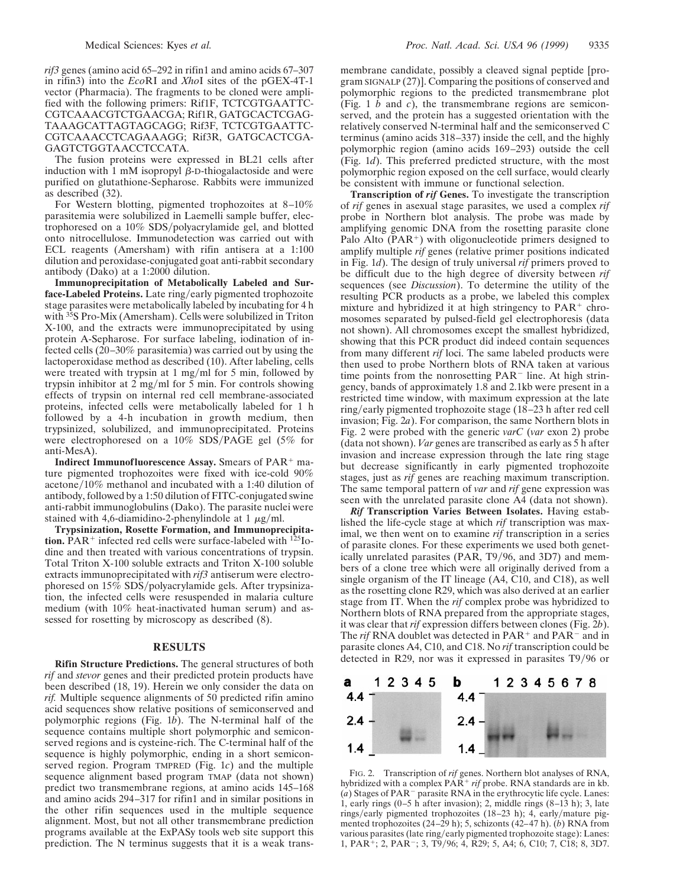*rif3* genes (amino acid 65–292 in rifin1 and amino acids 67–307 in rifin3) into the *Eco*RI and *Xho*I sites of the pGEX-4T-1 vector (Pharmacia). The fragments to be cloned were amplified with the following primers: Rif1F, TCTCGTGAATTC-CGTCAAACGTCTGAACGA; Rif1R, GATGCACTCGAG-TAAAGCATTAGTAGCAGG; Rif3F, TCTCGTGAATTC-CGTCAAACCTCAGAAAGG; Rif3R, GATGCACTCGA-GAGTCTGGTAACCTCCATA.

The fusion proteins were expressed in BL21 cells after induction with 1 mM isopropyl β-D-thiogalactoside and were purified on glutathione-Sepharose. Rabbits were immunized as described (32).

For Western blotting, pigmented trophozoites at 8–10% parasitemia were solubilized in Laemelli sample buffer, electrophoresed on a 10% SDS/polyacrylamide gel, and blotted onto nitrocellulose. Immunodetection was carried out with ECL reagents (Amersham) with rifin antisera at a 1:100 dilution and peroxidase-conjugated goat anti-rabbit secondary antibody (Dako) at a 1:2000 dilution.

**Immunoprecipitation of Metabolically Labeled and Surface-Labeled Proteins.** Late ring/early pigmented trophozoite stage parasites were metabolically labeled by incubating for 4 h with $^{35}$S Pro-Mix (Amersham). Cells were solubilized in Triton X-100, and the extracts were immunoprecipitated by using protein A-Sepharose. For surface labeling, iodination of infected cells (20–30% parasitemia) was carried out by using the lactoperoxidase method as described (10). After labeling, cells were treated with trypsin at 1 mg/ml for 5 min, followed by trypsin inhibitor at 2 mg/ml for 5 min. For controls showing effects of trypsin on internal red cell membrane-associated proteins, infected cells were metabolically labeled for 1 h followed by a 4-h incubation in growth medium, then trypsinized, solubilized, and immunoprecipitated. Proteins were electrophoresed on a 10% SDS/PAGE gel (5% for anti-MesA).

**Indirect Immunofluorescence Assay.** Smears of PAR$^+$ mature pigmented trophozoites were fixed with ice-cold 90% acetone/10% methanol and incubated with a 1:40 dilution of antibody, followed by a 1:50 dilution of FITC-conjugated swine anti-rabbit immunoglobulins (Dako). The parasite nuclei were stained with 4,6-diamidino-2-phenylindole at 1 μg/ml.

**Trypsinization, Rosette Formation, and Immunoprecipitation.** PAR$^+$ infected red cells were surface-labeled with $^{125}$Iodine and then treated with various concentrations of trypsin. Total Triton X-100 soluble extracts and Triton X-100 soluble extracts immunoprecipitated with *rif3* antiserum were electrophoresed on 15% SDS/polyacrylamide gels. After trypsinization, the infected cells were resuspended in malaria culture medium (with 10% heat-inactivated human serum) and assessed for rosetting by microscopy as described (8).

## RESULTS

**Rifin Structure Predictions.** The general structures of both *rif* and *stevor* genes and their predicted protein products have been described (18, 19). Herein we only consider the data on *rif.* Multiple sequence alignments of 50 predicted rifin amino acid sequences show relative positions of semiconserved and polymorphic regions (Fig. 1*b*). The N-terminal half of the sequence contains multiple short polymorphic and semiconserved regions and is cysteine-rich. The C-terminal half of the sequence is highly polymorphic, ending in a short semiconserved region. Program TMPRED (Fig. 1*c*) and the multiple sequence alignment based program TMAP (data not shown) predict two transmembrane regions, at amino acids 145–168 and amino acids 294–317 for rifin1 and in similar positions in the other rifin sequences used in the multiple sequence alignment. Most, but not all other transmembrane prediction programs available at the ExPASy tools web site support this prediction. The N terminus suggests that it is a weak transmembrane candidate, possibly a cleaved signal peptide [program SIGNALP (27)]. Comparing the positions of conserved and polymorphic regions to the predicted transmembrane plot (Fig. 1 *b* and *c*), the transmembrane regions are semiconserved, and the protein has a suggested orientation with the relatively conserved N-terminal half and the semiconserved C terminus (amino acids 318–337) inside the cell, and the highly polymorphic region (amino acids 169–293) outside the cell (Fig. 1*d*). This preferred predicted structure, with the most polymorphic region exposed on the cell surface, would clearly be consistent with immune or functional selection.

**Transcription of *rif* Genes.** To investigate the transcription of *rif* genes in asexual stage parasites, we used a complex *rif* probe in Northern blot analysis. The probe was made by amplifying genomic DNA from the rosetting parasite clone Palo Alto (PAR$^+$) with oligonucleotide primers designed to amplify multiple *rif* genes (relative primer positions indicated in Fig. 1*d*). The design of truly universal *rif* primers proved to be difficult due to the high degree of diversity between *rif* sequences (see *Discussion*). To determine the utility of the resulting PCR products as a probe, we labeled this complex mixture and hybridized it at high stringency to PAR$^+$ chromosomes separated by pulsed-field gel electrophoresis (data not shown). All chromosomes except the smallest hybridized, showing that this PCR product did indeed contain sequences from many different *rif* loci. The same labeled products were then used to probe Northern blots of RNA taken at various time points from the nonrosetting PAR$^-$ line. At high stringency, bands of approximately 1.8 and 2.1kb were present in a restricted time window, with maximum expression at the late ring/early pigmented trophozoite stage (18–23 h after red cell invasion; Fig. 2*a*). For comparison, the same Northern blots in Fig. 2 were probed with the generic *varC* (*var* exon 2) probe (data not shown). *Var* genes are transcribed as early as 5 h after invasion and increase expression through the late ring stage but decrease significantly in early pigmented trophozoite stages, just as *rif* genes are reaching maximum transcription. The same temporal pattern of *var* and *rif* gene expression was seen with the unrelated parasite clone A4 (data not shown).

***Rif* Transcription Varies Between Isolates.** Having established the life-cycle stage at which *rif* transcription was maximal, we then went on to examine *rif* transcription in a series of parasite clones. For these experiments we used both genetically unrelated parasites (PAR, T9/96, and 3D7) and members of a clone tree which were all originally derived from a single organism of the IT lineage (A4, C10, and C18), as well as the rosetting clone R29, which was also derived at an earlier stage from IT. When the *rif* complex probe was hybridized to Northern blots of RNA prepared from the appropriate stages, it was clear that *rif* expression differs between clones (Fig. 2*b*). The *rif* RNA doublet was detected in PAR$^+$ and PAR$^-$ and in parasite clones A4, C10, and C18. No *rif* transcription could be detected in R29, nor was it expressed in parasites T9/96 or

FIG. 2. Transcription of *rif* genes. Northern blot analyses of RNA, hybridized with a complex PAR$^+$ *rif* probe. RNA standards are in kb. (*a*) Stages of PAR$^-$ parasite RNA in the erythrocytic life cycle. Lanes: 1, early rings (0–5 h after invasion); 2, middle rings (8–13 h); 3, late rings/early pigmented trophozoites (18–23 h); 4, early/mature pigmented trophozoites (24–29 h); 5, schizonts (42–47 h). (*b*) RNA from various parasites (late ring/early pigmented trophozoite stage): Lanes: 1, PAR$^+$; 2, PAR$^-$; 3, T9/96; 4, R29; 5, A4; 6, C10; 7, C18; 8, 3D7.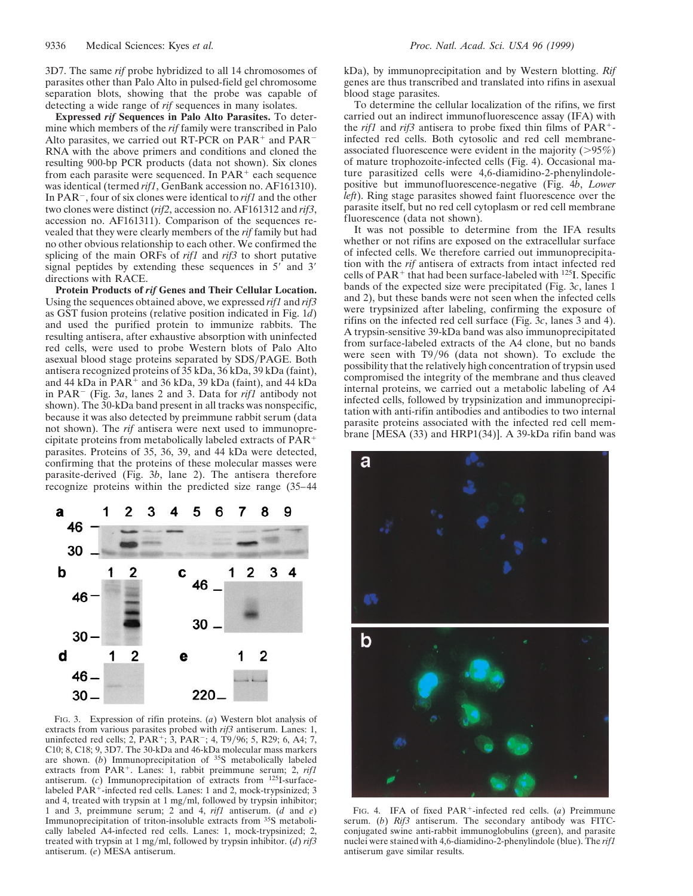3D7. The same *rif* probe hybridized to all 14 chromosomes of parasites other than Palo Alto in pulsed-field gel chromosome separation blots, showing that the probe was capable of detecting a wide range of *rif* sequences in many isolates.

**Expressed *rif* Sequences in Palo Alto Parasites.** To determine which members of the *rif* family were transcribed in Palo Alto parasites, we carried out RT-PCR on PAR$^+$ and PAR$^-$ RNA with the above primers and conditions and cloned the resulting 900-bp PCR products (data not shown). Six clones from each parasite were sequenced. In PAR$^+$ each sequence was identical (termed *rif1*, GenBank accession no. AF161310). In PAR$^-$, four of six clones were identical to *rif1* and the other two clones were distinct (*rif2*, accession no. AF161312 and *rif3*, accession no. AF161311). Comparison of the sequences revealed that they were clearly members of the *rif* family but had no other obvious relationship to each other. We confirmed the splicing of the main ORFs of *rif1* and *rif3* to short putative signal peptides by extending these sequences in 5′ and 3′ directions with RACE.

**Protein Products of *rif* Genes and Their Cellular Location.** Using the sequences obtained above, we expressed *rif1* and *rif3* as GST fusion proteins (relative position indicated in Fig. 1*d*) and used the purified protein to immunize rabbits. The resulting antisera, after exhaustive absorption with uninfected red cells, were used to probe Western blots of Palo Alto asexual blood stage proteins separated by SDS/PAGE. Both antisera recognized proteins of 35 kDa, 36 kDa, 39 kDa (faint), and 44 kDa in PAR$^+$ and 36 kDa, 39 kDa (faint), and 44 kDa in PAR$^-$ (Fig. 3*a*, lanes 2 and 3. Data for *rif1* antibody not shown). The 30-kDa band present in all tracks was nonspecific, because it was also detected by preimmune rabbit serum (data not shown). The *rif* antisera were next used to immunoprecipitate proteins from metabolically labeled extracts of PAR$^+$ parasites. Proteins of 35, 36, 39, and 44 kDa were detected, confirming that the proteins of these molecular masses were parasite-derived (Fig. 3*b*, lane 2). The antisera therefore recognize proteins within the predicted size range (35–44 kDa), by immunoprecipitation and by Western blotting. *Rif* genes are thus transcribed and translated into rifins in asexual blood stage parasites.

To determine the cellular localization of the rifins, we first carried out an indirect immunofluorescence assay (IFA) with the *rif1* and *rif3* antisera to probe fixed thin films of PAR$^+$-infected red cells. Both cytosolic and red cell membrane-associated fluorescence were evident in the majority (>95%) of mature trophozoite-infected cells (Fig. 4). Occasional mature parasitized cells were 4,6-diamidino-2-phenylindole-positive but immunofluorescence-negative (Fig. 4*b*, *Lower left*). Ring stage parasites showed faint fluorescence over the parasite itself, but no red cell cytoplasm or red cell membrane fluorescence (data not shown).

It was not possible to determine from the IFA results whether or not rifins are exposed on the extracellular surface of infected cells. We therefore carried out immunoprecipitation with the *rif* antisera of extracts from intact infected red cells of PAR$^+$ that had been surface-labeled with $^{125}$I. Specific bands of the expected size were precipitated (Fig. 3*c*, lanes 1 and 2), but these bands were not seen when the infected cells were trypsinized after labeling, confirming the exposure of rifins on the infected red cell surface (Fig. 3*c*, lanes 3 and 4). A trypsin-sensitive 39-kDa band was also immunoprecipitated from surface-labeled extracts of the A4 clone, but no bands were seen with T9/96 (data not shown). To exclude the possibility that the relatively high concentration of trypsin used compromised the integrity of the membrane and thus cleaved internal proteins, we carried out a metabolic labeling of A4 infected cells, followed by trypsinization and immunoprecipitation with anti-rifin antibodies and antibodies to two internal parasite proteins associated with the infected red cell membrane [MESA (33) and HRP1(34)]. A 39-kDa rifin band was

FIG. 3. Expression of rifin proteins. (*a*) Western blot analysis of extracts from various parasites probed with *rif3* antiserum. Lanes: 1, uninfected red cells; 2, PAR$^+$; 3, PAR$^-$; 4, T9/96; 5, R29; 6, A4; 7, C10; 8, C18; 9, 3D7. The 30-kDa and 46-kDa molecular mass markers are shown. (*b*) Immunoprecipitation of $^{35}$S metabolically labeled extracts from PAR$^+$. Lanes: 1, rabbit preimmune serum; 2, *rif1* antiserum. (*c*) Immunoprecipitation of extracts from $^{125}$I-surface-labeled PAR$^+$-infected red cells. Lanes: 1 and 2, mock-trypsinized; 3 and 4, treated with trypsin at 1 mg/ml, followed by trypsin inhibitor; 1 and 3, preimmune serum; 2 and 4, *rif1* antiserum. (*d* and *e*) Immunoprecipitation of triton-insoluble extracts from $^{35}$S metabolically labeled A4-infected red cells. Lanes: 1, mock-trypsinized; 2, treated with trypsin at 1 mg/ml, followed by trypsin inhibitor. (*d*) *rif3* antiserum. (*e*) MESA antiserum.

FIG. 4. IFA of fixed PAR$^+$-infected red cells. (*a*) Preimmune serum. (*b*) *Rif3* antiserum. The secondary antibody was FITC-conjugated swine anti-rabbit immunoglobulins (green), and parasite nuclei were stained with 4,6-diamidino-2-phenylindole (blue). The *rif1* antiserum gave similar results.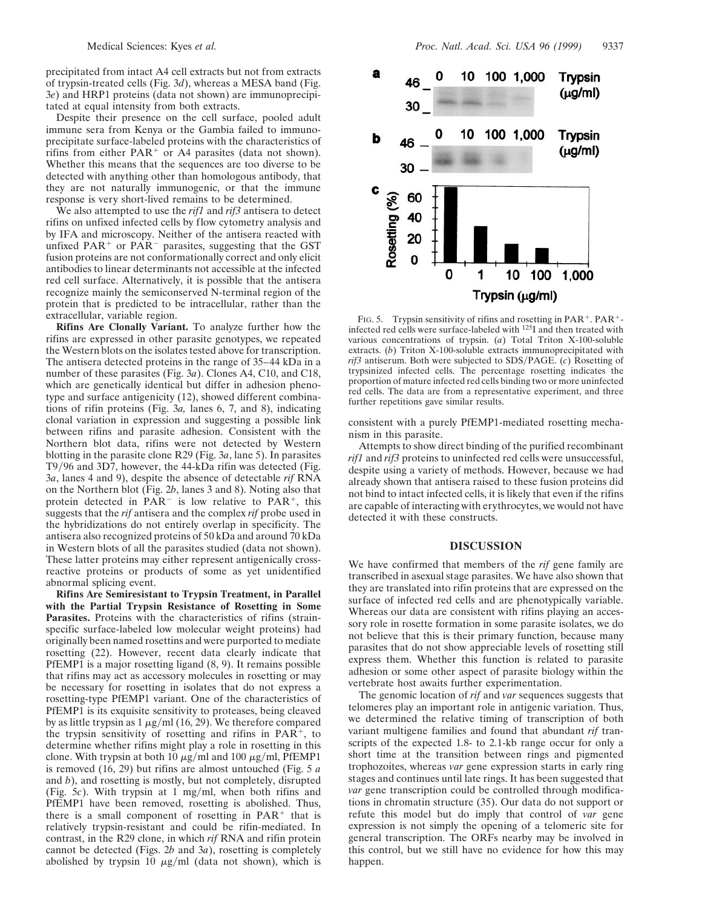precipitated from intact A4 cell extracts but not from extracts of trypsin-treated cells (Fig. 3*d*), whereas a MESA band (Fig. 3*e*) and HRP1 proteins (data not shown) are immunoprecipitated at equal intensity from both extracts.

Despite their presence on the cell surface, pooled adult immune sera from Kenya or the Gambia failed to immunoprecipitate surface-labeled proteins with the characteristics of rifins from either PAR$^+$ or A4 parasites (data not shown). Whether this means that the sequences are too diverse to be detected with anything other than homologous antibody, that they are not naturally immunogenic, or that the immune response is very short-lived remains to be determined.

We also attempted to use the *rif1* and *rif3* antisera to detect rifins on unfixed infected cells by flow cytometry analysis and by IFA and microscopy. Neither of the antisera reacted with unfixed PAR$^+$ or PAR$^-$ parasites, suggesting that the GST fusion proteins are not conformationally correct and only elicit antibodies to linear determinants not accessible at the infected red cell surface. Alternatively, it is possible that the antisera recognize mainly the semiconserved N-terminal region of the protein that is predicted to be intracellular, rather than the extracellular, variable region.

**Rifins Are Clonally Variant.** To analyze further how the rifins are expressed in other parasite genotypes, we repeated the Western blots on the isolates tested above for transcription. The antisera detected proteins in the range of 35–44 kDa in a number of these parasites (Fig. 3*a*). Clones A4, C10, and C18, which are genetically identical but differ in adhesion phenotype and surface antigenicity (12), showed different combinations of rifin proteins (Fig. 3*a,* lanes 6, 7, and 8), indicating clonal variation in expression and suggesting a possible link between rifins and parasite adhesion. Consistent with the Northern blot data, rifins were not detected by Western blotting in the parasite clone R29 (Fig. 3*a*, lane 5). In parasites T9/96 and 3D7, however, the 44-kDa rifin was detected (Fig. 3*a*, lanes 4 and 9), despite the absence of detectable *rif* RNA on the Northern blot (Fig. 2*b*, lanes 3 and 8). Noting also that protein detected in PAR$^-$ is low relative to PAR$^+$, this suggests that the *rif* antisera and the complex *rif* probe used in the hybridizations do not entirely overlap in specificity. The antisera also recognized proteins of 50 kDa and around 70 kDa in Western blots of all the parasites studied (data not shown). These latter proteins may either represent antigenically cross-reactive proteins or products of some as yet unidentified abnormal splicing event.

**Rifins Are Semiresistant to Trypsin Treatment, in Parallel with the Partial Trypsin Resistance of Rosetting in Some Parasites.** Proteins with the characteristics of rifins (strain-specific surface-labeled low molecular weight proteins) had originally been named rosettins and were purported to mediate rosetting (22). However, recent data clearly indicate that PfEMP1 is a major rosetting ligand (8, 9). It remains possible that rifins may act as accessory molecules in rosetting or may be necessary for rosetting in isolates that do not express a rosetting-type PfEMP1 variant. One of the characteristics of PfEMP1 is its exquisite sensitivity to proteases, being cleaved by as little trypsin as 1 μg/ml (16, 29). We therefore compared the trypsin sensitivity of rosetting and rifins in PAR$^+$, to determine whether rifins might play a role in rosetting in this clone. With trypsin at both 10 μg/ml and 100 μg/ml, PfEMP1 is removed (16, 29) but rifins are almost untouched (Fig. 5 *a* and *b*), and rosetting is mostly, but not completely, disrupted (Fig. 5*c*). With trypsin at 1 mg/ml, when both rifins and PfEMP1 have been removed, rosetting is abolished. Thus, there is a small component of rosetting in PAR$^+$ that is relatively trypsin-resistant and could be rifin-mediated. In contrast, in the R29 clone, in which *rif* RNA and rifin protein cannot be detected (Figs. 2*b* and 3*a*), rosetting is completely abolished by trypsin 10 μg/ml (data not shown), which is

a
46
30
0 10 100 1,000 Trypsin (μg/ml)

b
46
30
0 10 100 1,000 Trypsin (μg/ml)

c
Rosetting (%)
60
40
20
0
0 1 10 100 1,000
Trypsin (μg/ml)

FIG. 5. Trypsin sensitivity of rifins and rosetting in PAR$^+$. PAR$^+$-infected red cells were surface-labeled with $^{125}$I and then treated with various concentrations of trypsin. (*a*) Total Triton X-100-soluble extracts. (*b*) Triton X-100-soluble extracts immunoprecipitated with *rif3* antiserum. Both were subjected to SDS/PAGE. (*c*) Rosetting of trypsinized infected cells. The percentage rosetting indicates the proportion of mature infected red cells binding two or more uninfected red cells. The data are from a representative experiment, and three further repetitions gave similar results.

consistent with a purely PfEMP1-mediated rosetting mechanism in this parasite.

Attempts to show direct binding of the purified recombinant *rif1* and *rif3* proteins to uninfected red cells were unsuccessful, despite using a variety of methods. However, because we had already shown that antisera raised to these fusion proteins did not bind to intact infected cells, it is likely that even if the rifins are capable of interacting with erythrocytes, we would not have detected it with these constructs.

## DISCUSSION

We have confirmed that members of the *rif* gene family are transcribed in asexual stage parasites. We have also shown that they are translated into rifin proteins that are expressed on the surface of infected red cells and are phenotypically variable. Whereas our data are consistent with rifins playing an accessory role in rosette formation in some parasite isolates, we do not believe that this is their primary function, because many parasites that do not show appreciable levels of rosetting still express them. Whether this function is related to parasite adhesion or some other aspect of parasite biology within the vertebrate host awaits further experimentation.

The genomic location of *rif* and *var* sequences suggests that telomeres play an important role in antigenic variation. Thus, we determined the relative timing of transcription of both variant multigene families and found that abundant *rif* transcripts of the expected 1.8- to 2.1-kb range occur for only a short time at the transition between rings and pigmented trophozoites, whereas *var* gene expression starts in early ring stages and continues until late rings. It has been suggested that *var* gene transcription could be controlled through modifications in chromatin structure (35). Our data do not support or refute this model but do imply that control of *var* gene expression is not simply the opening of a telomeric site for general transcription. The ORFs nearby may be involved in this control, but we still have no evidence for how this may happen.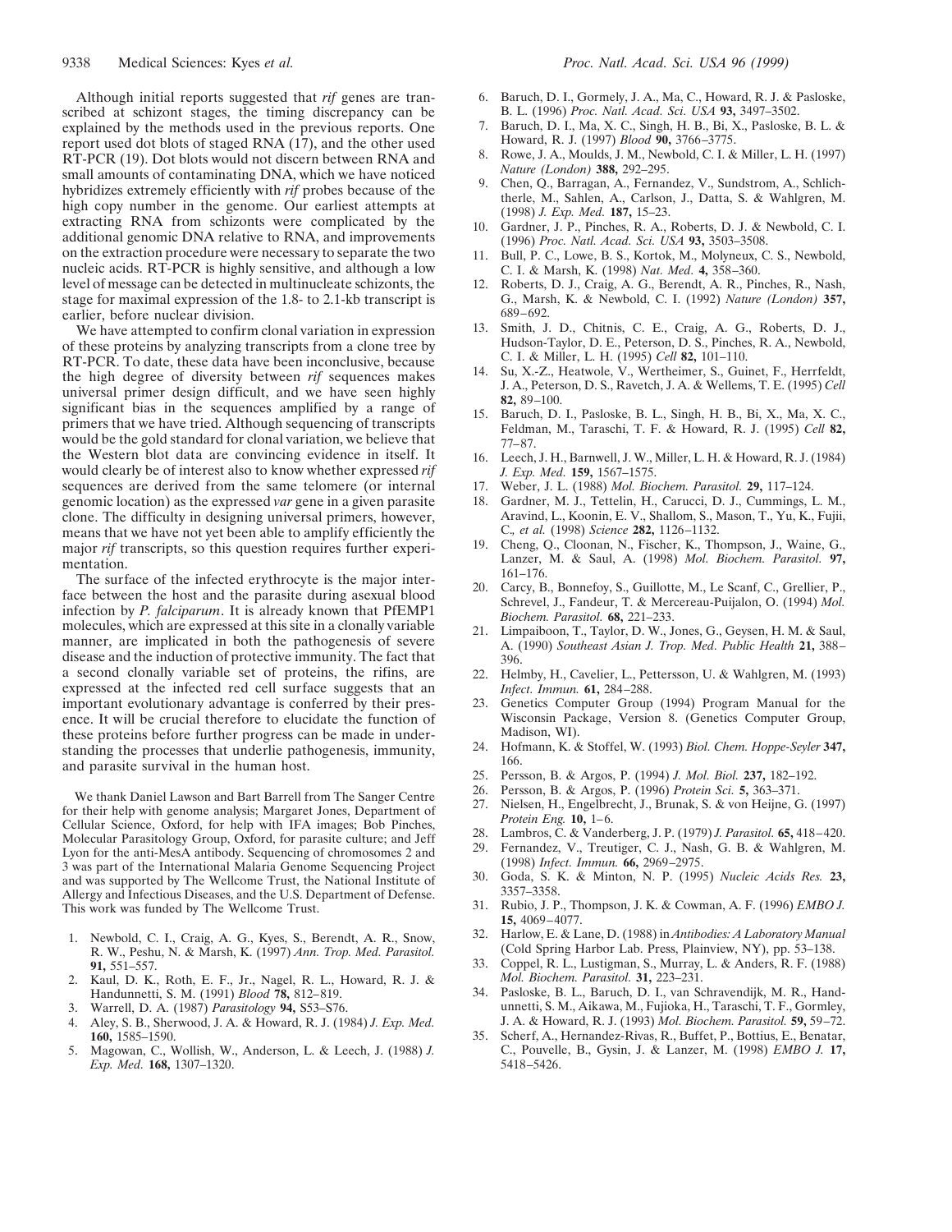Although initial reports suggested that *rif* genes are transcribed at schizont stages, the timing discrepancy can be explained by the methods used in the previous reports. One report used dot blots of staged RNA (17), and the other used RT-PCR (19). Dot blots would not discern between RNA and small amounts of contaminating DNA, which we have noticed hybridizes extremely efficiently with *rif* probes because of the high copy number in the genome. Our earliest attempts at extracting RNA from schizonts were complicated by the additional genomic DNA relative to RNA, and improvements on the extraction procedure were necessary to separate the two nucleic acids. RT-PCR is highly sensitive, and although a low level of message can be detected in multinucleate schizonts, the stage for maximal expression of the 1.8- to 2.1-kb transcript is earlier, before nuclear division.

We have attempted to confirm clonal variation in expression of these proteins by analyzing transcripts from a clone tree by RT-PCR. To date, these data have been inconclusive, because the high degree of diversity between *rif* sequences makes universal primer design difficult, and we have seen highly significant bias in the sequences amplified by a range of primers that we have tried. Although sequencing of transcripts would be the gold standard for clonal variation, we believe that the Western blot data are convincing evidence in itself. It would clearly be of interest also to know whether expressed *rif* sequences are derived from the same telomere (or internal genomic location) as the expressed *var* gene in a given parasite clone. The difficulty in designing universal primers, however, means that we have not yet been able to amplify efficiently the major *rif* transcripts, so this question requires further experimentation.

The surface of the infected erythrocyte is the major interface between the host and the parasite during asexual blood infection by *P. falciparum*. It is already known that PfEMP1 molecules, which are expressed at this site in a clonally variable manner, are implicated in both the pathogenesis of severe disease and the induction of protective immunity. The fact that a second clonally variable set of proteins, the rifins, are expressed at the infected red cell surface suggests that an important evolutionary advantage is conferred by their presence. It will be crucial therefore to elucidate the function of these proteins before further progress can be made in understanding the processes that underlie pathogenesis, immunity, and parasite survival in the human host.

We thank Daniel Lawson and Bart Barrell from The Sanger Centre for their help with genome analysis; Margaret Jones, Department of Cellular Science, Oxford, for help with IFA images; Bob Pinches, Molecular Parasitology Group, Oxford, for parasite culture; and Jeff Lyon for the anti-MesA antibody. Sequencing of chromosomes 2 and 3 was part of the International Malaria Genome Sequencing Project and was supported by The Wellcome Trust, the National Institute of Allergy and Infectious Diseases, and the U.S. Department of Defense. This work was funded by The Wellcome Trust.

1. Newbold, C. I., Craig, A. G., Kyes, S., Berendt, A. R., Snow, R. W., Peshu, N. & Marsh, K. (1997) *Ann. Trop. Med. Parasitol.* **91,** 551–557.
2. Kaul, D. K., Roth, E. F., Jr., Nagel, R. L., Howard, R. J. & Handunnetti, S. M. (1991) *Blood* **78,** 812–819.
3. Warrell, D. A. (1987) *Parasitology* **94,** S53–S76.
4. Aley, S. B., Sherwood, J. A. & Howard, R. J. (1984) *J. Exp. Med.* **160,** 1585–1590.
5. Magowan, C., Wollish, W., Anderson, L. & Leech, J. (1988) *J. Exp. Med.* **168,** 1307–1320.
6. Baruch, D. I., Gormely, J. A., Ma, C., Howard, R. J. & Pasloske, B. L. (1996) *Proc. Natl. Acad. Sci. USA* **93,** 3497–3502.
7. Baruch, D. I., Ma, X. C., Singh, H. B., Bi, X., Pasloske, B. L. & Howard, R. J. (1997) *Blood* **90,** 3766–3775.
8. Rowe, J. A., Moulds, J. M., Newbold, C. I. & Miller, L. H. (1997) *Nature (London)* **388,** 292–295.
9. Chen, Q., Barragan, A., Fernandez, V., Sundstrom, A., Schlichtherle, M., Sahlen, A., Carlson, J., Datta, S. & Wahlgren, M. (1998) *J. Exp. Med.* **187,** 15–23.
10. Gardner, J. P., Pinches, R. A., Roberts, D. J. & Newbold, C. I. (1996) *Proc. Natl. Acad. Sci. USA* **93,** 3503–3508.
11. Bull, P. C., Lowe, B. S., Kortok, M., Molyneux, C. S., Newbold, C. I. & Marsh, K. (1998) *Nat. Med.* **4,** 358–360.
12. Roberts, D. J., Craig, A. G., Berendt, A. R., Pinches, R., Nash, G., Marsh, K. & Newbold, C. I. (1992) *Nature (London)* **357,** 689–692.
13. Smith, J. D., Chitnis, C. E., Craig, A. G., Roberts, D. J., Hudson-Taylor, D. E., Peterson, D. S., Pinches, R. A., Newbold, C. I. & Miller, L. H. (1995) *Cell* **82,** 101–110.
14. Su, X.-Z., Heatwole, V., Wertheimer, S., Guinet, F., Herrfeldt, J. A., Peterson, D. S., Ravetch, J. A. & Wellems, T. E. (1995) *Cell* **82,** 89–100.
15. Baruch, D. I., Pasloske, B. L., Singh, H. B., Bi, X., Ma, X. C., Feldman, M., Taraschi, T. F. & Howard, R. J. (1995) *Cell* **82,** 77–87.
16. Leech, J. H., Barnwell, J. W., Miller, L. H. & Howard, R. J. (1984) *J. Exp. Med.* **159,** 1567–1575.
17. Weber, J. L. (1988) *Mol. Biochem. Parasitol.* **29,** 117–124.
18. Gardner, M. J., Tettelin, H., Carucci, D. J., Cummings, L. M., Aravind, L., Koonin, E. V., Shallom, S., Mason, T., Yu, K., Fujii, C., *et al.* (1998) *Science* **282,** 1126–1132.
19. Cheng, Q., Cloonan, N., Fischer, K., Thompson, J., Waine, G., Lanzer, M. & Saul, A. (1998) *Mol. Biochem. Parasitol.* **97,** 161–176.
20. Carcy, B., Bonnefoy, S., Guillotte, M., Le Scanf, C., Grellier, P., Schrevel, J., Fandeur, T. & Mercereau-Puijalon, O. (1994) *Mol. Biochem. Parasitol.* **68,** 221–233.
21. Limpaiboon, T., Taylor, D. W., Jones, G., Geysen, H. M. & Saul, A. (1990) *Southeast Asian J. Trop. Med. Public Health* **21,** 388–396.
22. Helmby, H., Cavelier, L., Pettersson, U. & Wahlgren, M. (1993) *Infect. Immun.* **61,** 284–288.
23. Genetics Computer Group (1994) Program Manual for the Wisconsin Package, Version 8. (Genetics Computer Group, Madison, WI).
24. Hofmann, K. & Stoffel, W. (1993) *Biol. Chem. Hoppe-Seyler* **347,** 166.
25. Persson, B. & Argos, P. (1994) *J. Mol. Biol.* **237,** 182–192.
26. Persson, B. & Argos, P. (1996) *Protein Sci.* **5,** 363–371.
27. Nielsen, H., Engelbrecht, J., Brunak, S. & von Heijne, G. (1997) *Protein Eng.* **10,** 1–6.
28. Lambros, C. & Vanderberg, J. P. (1979) *J. Parasitol.* **65,** 418–420.
29. Fernandez, V., Treutiger, C. J., Nash, G. B. & Wahlgren, M. (1998) *Infect. Immun.* **66,** 2969–2975.
30. Goda, S. K. & Minton, N. P. (1995) *Nucleic Acids Res.* **23,** 3357–3358.
31. Rubio, J. P., Thompson, J. K. & Cowman, A. F. (1996) *EMBO J.* **15,** 4069–4077.
32. Harlow, E. & Lane, D. (1988) in *Antibodies: A Laboratory Manual* (Cold Spring Harbor Lab. Press, Plainview, NY), pp. 53–138.
33. Coppel, R. L., Lustigman, S., Murray, L. & Anders, R. F. (1988) *Mol. Biochem. Parasitol.* **31,** 223–231.
34. Pasloske, B. L., Baruch, D. I., van Schravendijk, M. R., Handunnetti, S. M., Aikawa, M., Fujioka, H., Taraschi, T. F., Gormley, J. A. & Howard, R. J. (1993) *Mol. Biochem. Parasitol.* **59,** 59–72.
35. Scherf, A., Hernandez-Rivas, R., Buffet, P., Bottius, E., Benatar, C., Pouvelle, B., Gysin, J. & Lanzer, M. (1998) *EMBO J.* **17,** 5418–5426.